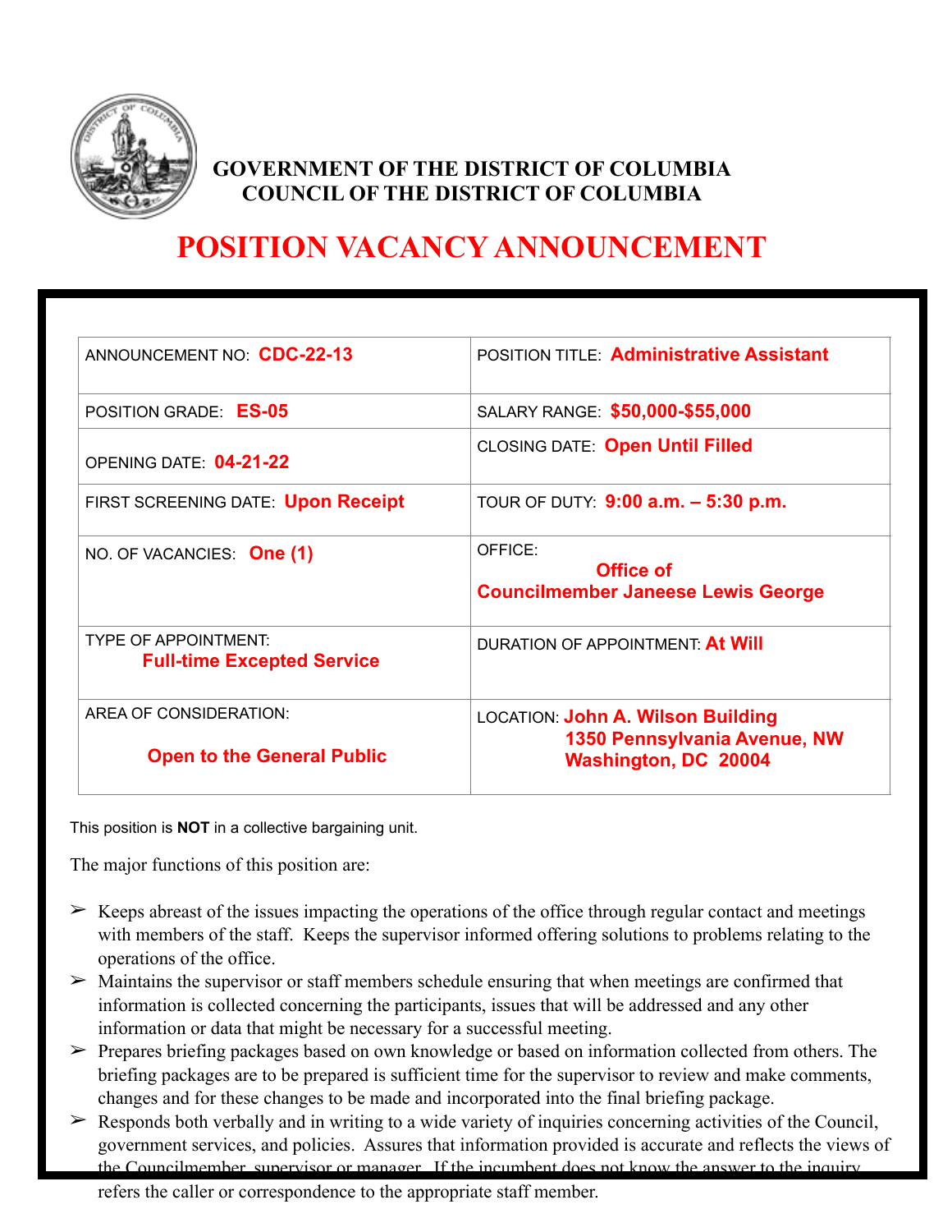# GOVERNMENT OF THE DISTRICT OF COLUMBIA
# COUNCIL OF THE DISTRICT OF COLUMBIA

# POSITION VACANCY ANNOUNCEMENT

| | |
|---|---|
| ANNOUNCEMENT NO: **CDC-22-13** | POSITION TITLE: **Administrative Assistant** |
| POSITION GRADE: **ES-05** | SALARY RANGE: **$50,000-$55,000** |
| OPENING DATE: **04-21-22** | CLOSING DATE: **Open Until Filled** |
| FIRST SCREENING DATE: **Upon Receipt** | TOUR OF DUTY: **9:00 a.m. – 5:30 p.m.** |
| NO. OF VACANCIES: **One (1)** | OFFICE: **Office of Councilmember Janeese Lewis George** |
| TYPE OF APPOINTMENT: **Full-time Excepted Service** | DURATION OF APPOINTMENT: **At Will** |
| AREA OF CONSIDERATION: **Open to the General Public** | LOCATION: **John A. Wilson Building 1350 Pennsylvania Avenue, NW Washington, DC 20004** |

This position is **NOT** in a collective bargaining unit.

The major functions of this position are:

- Keeps abreast of the issues impacting the operations of the office through regular contact and meetings with members of the staff. Keeps the supervisor informed offering solutions to problems relating to the operations of the office.
- Maintains the supervisor or staff members schedule ensuring that when meetings are confirmed that information is collected concerning the participants, issues that will be addressed and any other information or data that might be necessary for a successful meeting.
- Prepares briefing packages based on own knowledge or based on information collected from others. The briefing packages are to be prepared is sufficient time for the supervisor to review and make comments, changes and for these changes to be made and incorporated into the final briefing package.
- Responds both verbally and in writing to a wide variety of inquiries concerning activities of the Council, government services, and policies. Assures that information provided is accurate and reflects the views of the Councilmember, supervisor or manager. If the incumbent does not know the answer to the inquiry refers the caller or correspondence to the appropriate staff member.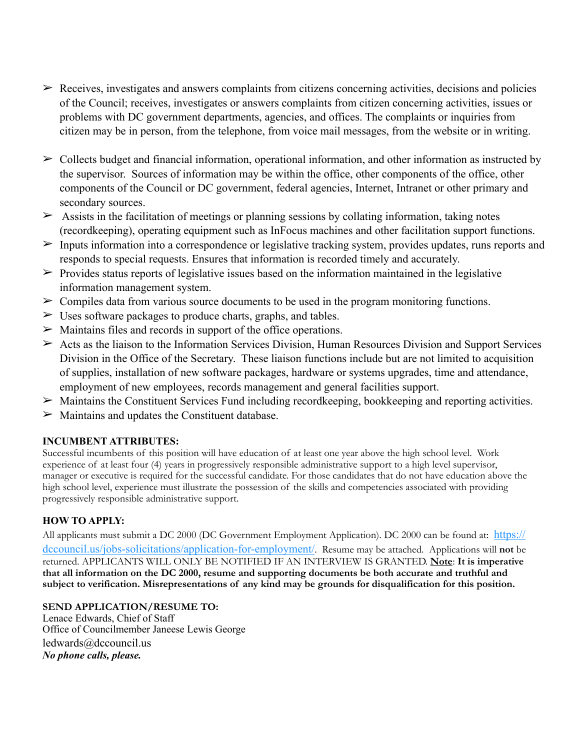- Receives, investigates and answers complaints from citizens concerning activities, decisions and policies of the Council; receives, investigates or answers complaints from citizen concerning activities, issues or problems with DC government departments, agencies, and offices. The complaints or inquiries from citizen may be in person, from the telephone, from voice mail messages, from the website or in writing.
- Collects budget and financial information, operational information, and other information as instructed by the supervisor. Sources of information may be within the office, other components of the office, other components of the Council or DC government, federal agencies, Internet, Intranet or other primary and secondary sources.
- Assists in the facilitation of meetings or planning sessions by collating information, taking notes (recordkeeping), operating equipment such as InFocus machines and other facilitation support functions.
- Inputs information into a correspondence or legislative tracking system, provides updates, runs reports and responds to special requests. Ensures that information is recorded timely and accurately.
- Provides status reports of legislative issues based on the information maintained in the legislative information management system.
- Compiles data from various source documents to be used in the program monitoring functions.
- Uses software packages to produce charts, graphs, and tables.
- Maintains files and records in support of the office operations.
- Acts as the liaison to the Information Services Division, Human Resources Division and Support Services Division in the Office of the Secretary. These liaison functions include but are not limited to acquisition of supplies, installation of new software packages, hardware or systems upgrades, time and attendance, employment of new employees, records management and general facilities support.
- Maintains the Constituent Services Fund including recordkeeping, bookkeeping and reporting activities.
- Maintains and updates the Constituent database.

**INCUMBENT ATTRIBUTES:**

Successful incumbents of this position will have education of at least one year above the high school level. Work experience of at least four (4) years in progressively responsible administrative support to a high level supervisor, manager or executive is required for the successful candidate. For those candidates that do not have education above the high school level, experience must illustrate the possession of the skills and competencies associated with providing progressively responsible administrative support.

**HOW TO APPLY:**

All applicants must submit a DC 2000 (DC Government Employment Application). DC 2000 can be found at: https://dccouncil.us/jobs-solicitations/application-for-employment/. Resume may be attached. Applications will **not** be returned. APPLICANTS WILL ONLY BE NOTIFIED IF AN INTERVIEW IS GRANTED. **Note**: **It is imperative that all information on the DC 2000, resume and supporting documents be both accurate and truthful and subject to verification. Misrepresentations of any kind may be grounds for disqualification for this position.**

**SEND APPLICATION/RESUME TO:**

Lenace Edwards, Chief of Staff
Office of Councilmember Janeese Lewis George
ledwards@dccouncil.us
***No phone calls, please.***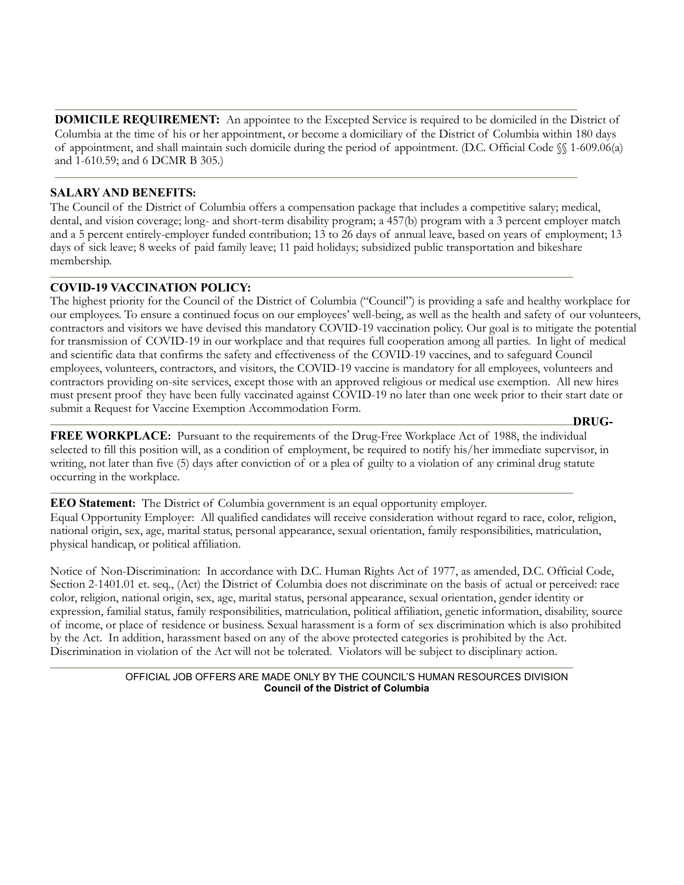---

**DOMICILE REQUIREMENT:** An appointee to the Excepted Service is required to be domiciled in the District of Columbia at the time of his or her appointment, or become a domiciliary of the District of Columbia within 180 days of appointment, and shall maintain such domicile during the period of appointment. (D.C. Official Code §§ 1-609.06(a) and 1-610.59; and 6 DCMR B 305.)

---

**SALARY AND BENEFITS:**

The Council of the District of Columbia offers a compensation package that includes a competitive salary; medical, dental, and vision coverage; long- and short-term disability program; a 457(b) program with a 3 percent employer match and a 5 percent entirely-employer funded contribution; 13 to 26 days of annual leave, based on years of employment; 13 days of sick leave; 8 weeks of paid family leave; 11 paid holidays; subsidized public transportation and bikeshare membership.

---

**COVID-19 VACCINATION POLICY:**

The highest priority for the Council of the District of Columbia ("Council") is providing a safe and healthy workplace for our employees. To ensure a continued focus on our employees' well-being, as well as the health and safety of our volunteers, contractors and visitors we have devised this mandatory COVID-19 vaccination policy. Our goal is to mitigate the potential for transmission of COVID-19 in our workplace and that requires full cooperation among all parties. In light of medical and scientific data that confirms the safety and effectiveness of the COVID-19 vaccines, and to safeguard Council employees, volunteers, contractors, and visitors, the COVID-19 vaccine is mandatory for all employees, volunteers and contractors providing on-site services, except those with an approved religious or medical use exemption. All new hires must present proof they have been fully vaccinated against COVID-19 no later than one week prior to their start date or submit a Request for Vaccine Exemption Accommodation Form.

---

**DRUG-FREE WORKPLACE:** Pursuant to the requirements of the Drug-Free Workplace Act of 1988, the individual selected to fill this position will, as a condition of employment, be required to notify his/her immediate supervisor, in writing, not later than five (5) days after conviction of or a plea of guilty to a violation of any criminal drug statute occurring in the workplace.

---

**EEO Statement:** The District of Columbia government is an equal opportunity employer.
Equal Opportunity Employer: All qualified candidates will receive consideration without regard to race, color, religion, national origin, sex, age, marital status, personal appearance, sexual orientation, family responsibilities, matriculation, physical handicap, or political affiliation.

Notice of Non-Discrimination: In accordance with D.C. Human Rights Act of 1977, as amended, D.C. Official Code, Section 2-1401.01 et. seq., (Act) the District of Columbia does not discriminate on the basis of actual or perceived: race color, religion, national origin, sex, age, marital status, personal appearance, sexual orientation, gender identity or expression, familial status, family responsibilities, matriculation, political affiliation, genetic information, disability, source of income, or place of residence or business. Sexual harassment is a form of sex discrimination which is also prohibited by the Act. In addition, harassment based on any of the above protected categories is prohibited by the Act. Discrimination in violation of the Act will not be tolerated. Violators will be subject to disciplinary action.

---

OFFICIAL JOB OFFERS ARE MADE ONLY BY THE COUNCIL'S HUMAN RESOURCES DIVISION
**Council of the District of Columbia**